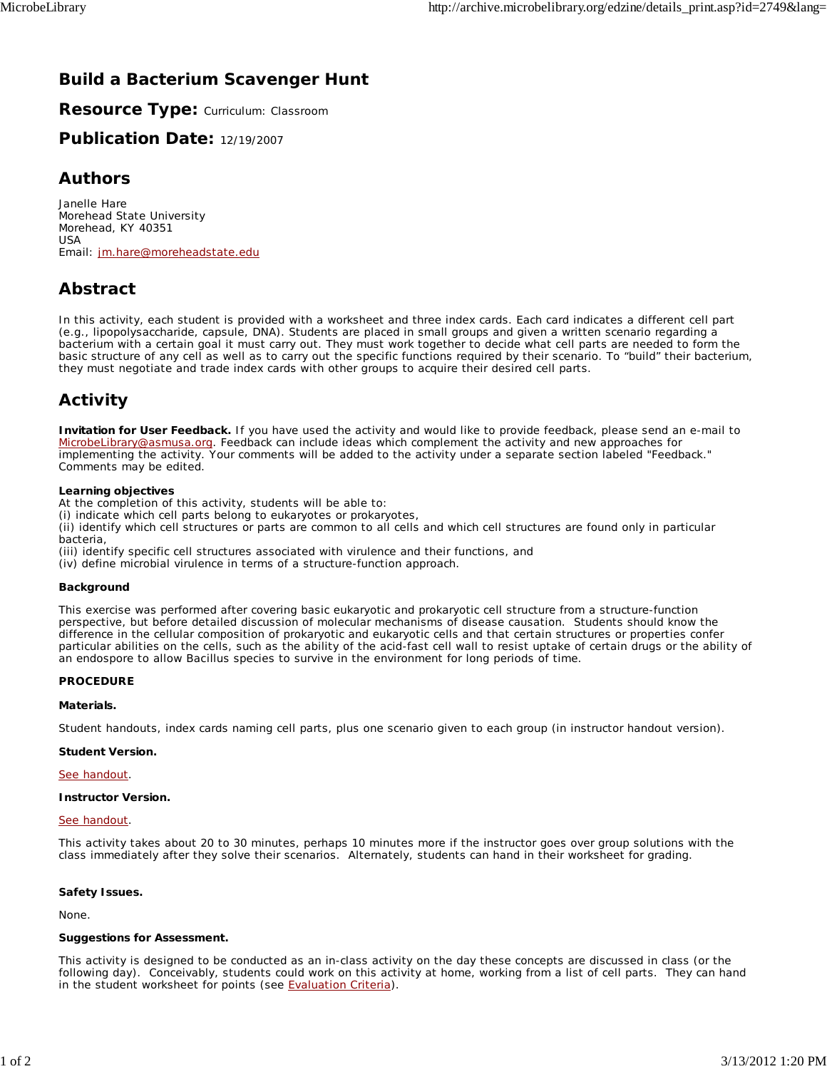# Build a Bacterium Scavenger Hunt

**Resource Type:** Curriculum: Classroom

**Publication Date:** 12/19/2007

## Authors

Janelle Hare
Morehead State University
Morehead, KY 40351
USA
Email: jm.hare@moreheadstate.edu

## Abstract

In this activity, each student is provided with a worksheet and three index cards. Each card indicates a different cell part (e.g., lipopolysaccharide, capsule, DNA). Students are placed in small groups and given a written scenario regarding a bacterium with a certain goal it must carry out. They must work together to decide what cell parts are needed to form the basic structure of any cell as well as to carry out the specific functions required by their scenario. To "build" their bacterium, they must negotiate and trade index cards with other groups to acquire their desired cell parts.

## Activity

**Invitation for User Feedback.** If you have used the activity and would like to provide feedback, please send an e-mail to MicrobeLibrary@asmusa.org. Feedback can include ideas which complement the activity and new approaches for implementing the activity. Your comments will be added to the activity under a separate section labeled "Feedback." Comments may be edited.

**Learning objectives**

At the completion of this activity, students will be able to:
(i) indicate which cell parts belong to eukaryotes or prokaryotes,
(ii) identify which cell structures or parts are common to all cells and which cell structures are found only in particular bacteria,
(iii) identify specific cell structures associated with virulence and their functions, and
(iv) define microbial virulence in terms of a structure-function approach.

**Background**

This exercise was performed after covering basic eukaryotic and prokaryotic cell structure from a structure-function perspective, but before detailed discussion of molecular mechanisms of disease causation. Students should know the difference in the cellular composition of prokaryotic and eukaryotic cells and that certain structures or properties confer particular abilities on the cells, such as the ability of the acid-fast cell wall to resist uptake of certain drugs or the ability of an endospore to allow Bacillus species to survive in the environment for long periods of time.

**PROCEDURE**

**Materials.**

Student handouts, index cards naming cell parts, plus one scenario given to each group (in instructor handout version).

**Student Version.**

See handout.

**Instructor Version.**

See handout.

This activity takes about 20 to 30 minutes, perhaps 10 minutes more if the instructor goes over group solutions with the class immediately after they solve their scenarios. Alternately, students can hand in their worksheet for grading.

**Safety Issues.**

None.

**Suggestions for Assessment.**

This activity is designed to be conducted as an in-class activity on the day these concepts are discussed in class (or the following day). Conceivably, students could work on this activity at home, working from a list of cell parts. They can hand in the student worksheet for points (see Evaluation Criteria).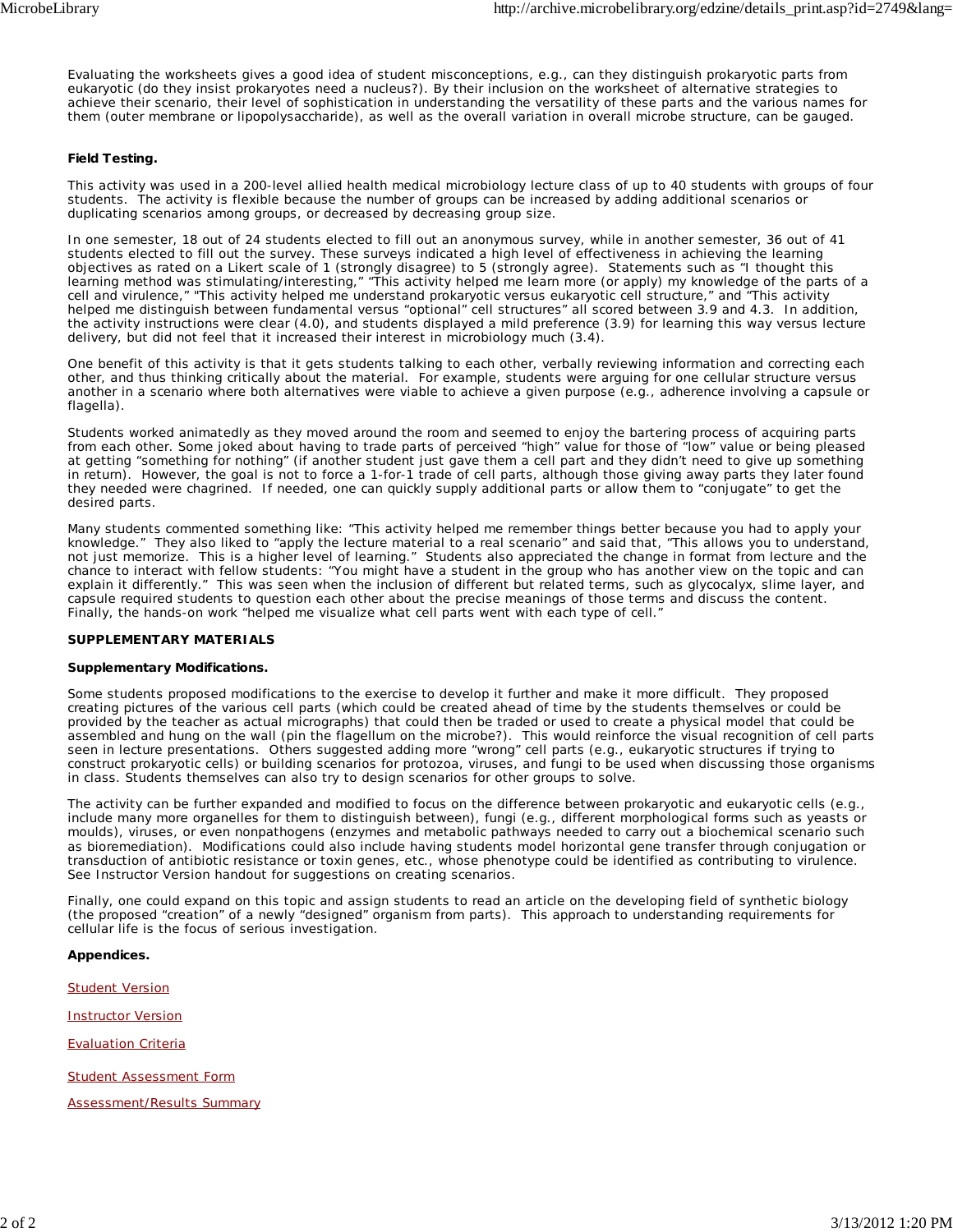Evaluating the worksheets gives a good idea of student misconceptions, e.g., can they distinguish prokaryotic parts from eukaryotic (do they insist prokaryotes need a nucleus?). By their inclusion on the worksheet of alternative strategies to achieve their scenario, their level of sophistication in understanding the versatility of these parts and the various names for them (outer membrane or lipopolysaccharide), as well as the overall variation in overall microbe structure, can be gauged.

**Field Testing.**

This activity was used in a 200-level allied health medical microbiology lecture class of up to 40 students with groups of four students. The activity is flexible because the number of groups can be increased by adding additional scenarios or duplicating scenarios among groups, or decreased by decreasing group size.

In one semester, 18 out of 24 students elected to fill out an anonymous survey, while in another semester, 36 out of 41 students elected to fill out the survey. These surveys indicated a high level of effectiveness in achieving the learning objectives as rated on a Likert scale of 1 (strongly disagree) to 5 (strongly agree). Statements such as "I thought this learning method was stimulating/interesting," "This activity helped me learn more (or apply) my knowledge of the parts of a cell and virulence," "This activity helped me understand prokaryotic versus eukaryotic cell structure," and "This activity helped me distinguish between fundamental versus "optional" cell structures" all scored between 3.9 and 4.3. In addition, the activity instructions were clear (4.0), and students displayed a mild preference (3.9) for learning this way versus lecture delivery, but did not feel that it increased their interest in microbiology much (3.4).

One benefit of this activity is that it gets students talking to each other, verbally reviewing information and correcting each other, and thus thinking critically about the material. For example, students were arguing for one cellular structure versus another in a scenario where both alternatives were viable to achieve a given purpose (e.g., adherence involving a capsule or flagella).

Students worked animatedly as they moved around the room and seemed to enjoy the bartering process of acquiring parts from each other. Some joked about having to trade parts of perceived "high" value for those of "low" value or being pleased at getting "something for nothing" (if another student just gave them a cell part and they didn't need to give up something in return). However, the goal is not to force a 1-for-1 trade of cell parts, although those giving away parts they later found they needed were chagrined. If needed, one can quickly supply additional parts or allow them to "conjugate" to get the desired parts.

Many students commented something like: "This activity helped me remember things better because you had to apply your knowledge." They also liked to "apply the lecture material to a real scenario" and said that, "This allows you to understand, not just memorize. This is a higher level of learning." Students also appreciated the change in format from lecture and the chance to interact with fellow students: "You might have a student in the group who has another view on the topic and can explain it differently." This was seen when the inclusion of different but related terms, such as glycocalyx, slime layer, and capsule required students to question each other about the precise meanings of those terms and discuss the content. Finally, the hands-on work "helped me visualize what cell parts went with each type of cell."

**SUPPLEMENTARY MATERIALS**

**Supplementary Modifications.**

Some students proposed modifications to the exercise to develop it further and make it more difficult. They proposed creating pictures of the various cell parts (which could be created ahead of time by the students themselves or could be provided by the teacher as actual micrographs) that could then be traded or used to create a physical model that could be assembled and hung on the wall (pin the flagellum on the microbe?). This would reinforce the visual recognition of cell parts seen in lecture presentations. Others suggested adding more "wrong" cell parts (e.g., eukaryotic structures if trying to construct prokaryotic cells) or building scenarios for protozoa, viruses, and fungi to be used when discussing those organisms in class. Students themselves can also try to design scenarios for other groups to solve.

The activity can be further expanded and modified to focus on the difference between prokaryotic and eukaryotic cells (e.g., include many more organelles for them to distinguish between), fungi (e.g., different morphological forms such as yeasts or moulds), viruses, or even nonpathogens (enzymes and metabolic pathways needed to carry out a biochemical scenario such as bioremediation). Modifications could also include having students model horizontal gene transfer through conjugation or transduction of antibiotic resistance or toxin genes, etc., whose phenotype could be identified as contributing to virulence. See Instructor Version handout for suggestions on creating scenarios.

Finally, one could expand on this topic and assign students to read an article on the developing field of synthetic biology (the proposed "creation" of a newly "designed" organism from parts). This approach to understanding requirements for cellular life is the focus of serious investigation.

**Appendices.**

Student Version

Instructor Version

Evaluation Criteria

Student Assessment Form

Assessment/Results Summary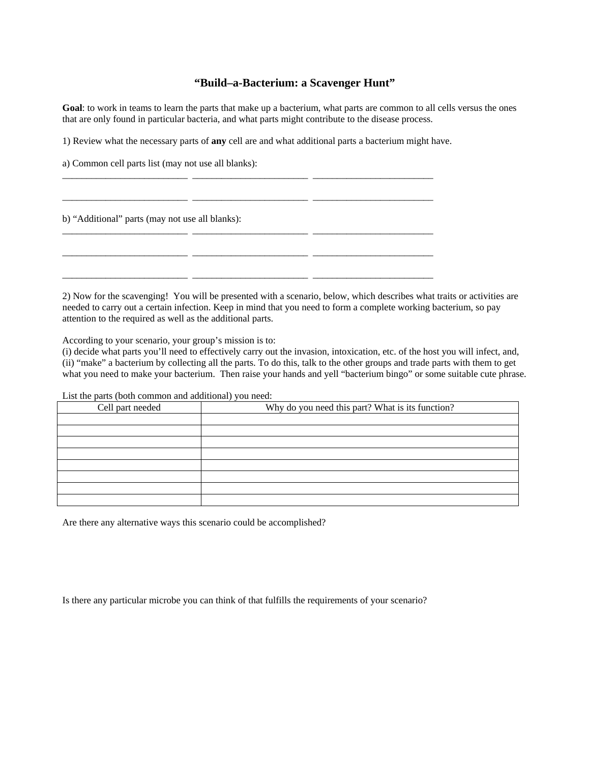# "Build–a-Bacterium: a Scavenger Hunt"

**Goal**: to work in teams to learn the parts that make up a bacterium, what parts are common to all cells versus the ones that are only found in particular bacteria, and what parts might contribute to the disease process.

1) Review what the necessary parts of **any** cell are and what additional parts a bacterium might have.

a) Common cell parts list (may not use all blanks):

_________________________ ________________________ ________________________

_________________________ ________________________ ________________________

b) "Additional" parts (may not use all blanks):

_________________________ ________________________ ________________________

_________________________ ________________________ ________________________

_________________________ ________________________ ________________________

2) Now for the scavenging! You will be presented with a scenario, below, which describes what traits or activities are needed to carry out a certain infection. Keep in mind that you need to form a complete working bacterium, so pay attention to the required as well as the additional parts.

According to your scenario, your group's mission is to:
(i) decide what parts you'll need to effectively carry out the invasion, intoxication, etc. of the host you will infect, and,
(ii) "make" a bacterium by collecting all the parts. To do this, talk to the other groups and trade parts with them to get what you need to make your bacterium. Then raise your hands and yell "bacterium bingo" or some suitable cute phrase.

List the parts (both common and additional) you need:

| Cell part needed | Why do you need this part? What is its function? |
|---|---|
| | |
| | |
| | |
| | |
| | |
| | |
| | |
| | |

Are there any alternative ways this scenario could be accomplished?

Is there any particular microbe you can think of that fulfills the requirements of your scenario?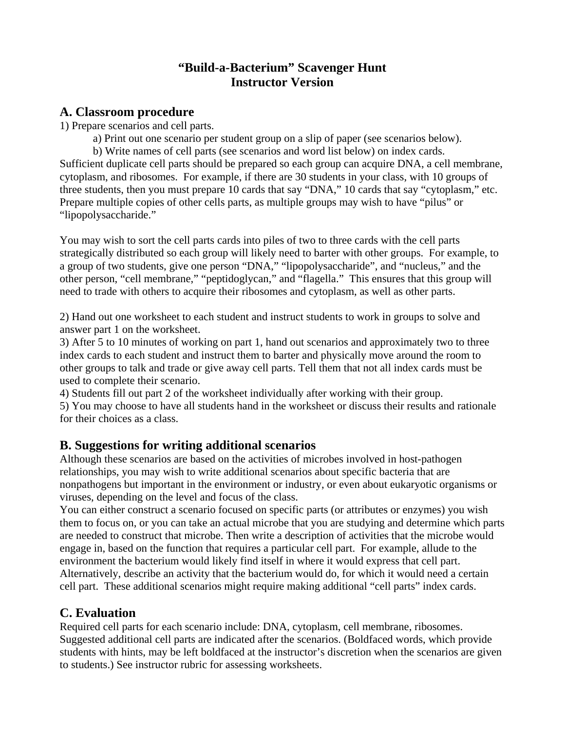# "Build-a-Bacterium" Scavenger Hunt
# Instructor Version

## A. Classroom procedure

1) Prepare scenarios and cell parts.

  a) Print out one scenario per student group on a slip of paper (see scenarios below).

  b) Write names of cell parts (see scenarios and word list below) on index cards.

Sufficient duplicate cell parts should be prepared so each group can acquire DNA, a cell membrane, cytoplasm, and ribosomes. For example, if there are 30 students in your class, with 10 groups of three students, then you must prepare 10 cards that say "DNA," 10 cards that say "cytoplasm," etc. Prepare multiple copies of other cells parts, as multiple groups may wish to have "pilus" or "lipopolysaccharide."

You may wish to sort the cell parts cards into piles of two to three cards with the cell parts strategically distributed so each group will likely need to barter with other groups. For example, to a group of two students, give one person "DNA," "lipopolysaccharide", and "nucleus," and the other person, "cell membrane," "peptidoglycan," and "flagella." This ensures that this group will need to trade with others to acquire their ribosomes and cytoplasm, as well as other parts.

2) Hand out one worksheet to each student and instruct students to work in groups to solve and answer part 1 on the worksheet.

3) After 5 to 10 minutes of working on part 1, hand out scenarios and approximately two to three index cards to each student and instruct them to barter and physically move around the room to other groups to talk and trade or give away cell parts. Tell them that not all index cards must be used to complete their scenario.

4) Students fill out part 2 of the worksheet individually after working with their group.

5) You may choose to have all students hand in the worksheet or discuss their results and rationale for their choices as a class.

## B. Suggestions for writing additional scenarios

Although these scenarios are based on the activities of microbes involved in host-pathogen relationships, you may wish to write additional scenarios about specific bacteria that are nonpathogens but important in the environment or industry, or even about eukaryotic organisms or viruses, depending on the level and focus of the class.

You can either construct a scenario focused on specific parts (or attributes or enzymes) you wish them to focus on, or you can take an actual microbe that you are studying and determine which parts are needed to construct that microbe. Then write a description of activities that the microbe would engage in, based on the function that requires a particular cell part. For example, allude to the environment the bacterium would likely find itself in where it would express that cell part. Alternatively, describe an activity that the bacterium would do, for which it would need a certain cell part. These additional scenarios might require making additional "cell parts" index cards.

## C. Evaluation

Required cell parts for each scenario include: DNA, cytoplasm, cell membrane, ribosomes. Suggested additional cell parts are indicated after the scenarios. (Boldfaced words, which provide students with hints, may be left boldfaced at the instructor's discretion when the scenarios are given to students.) See instructor rubric for assessing worksheets.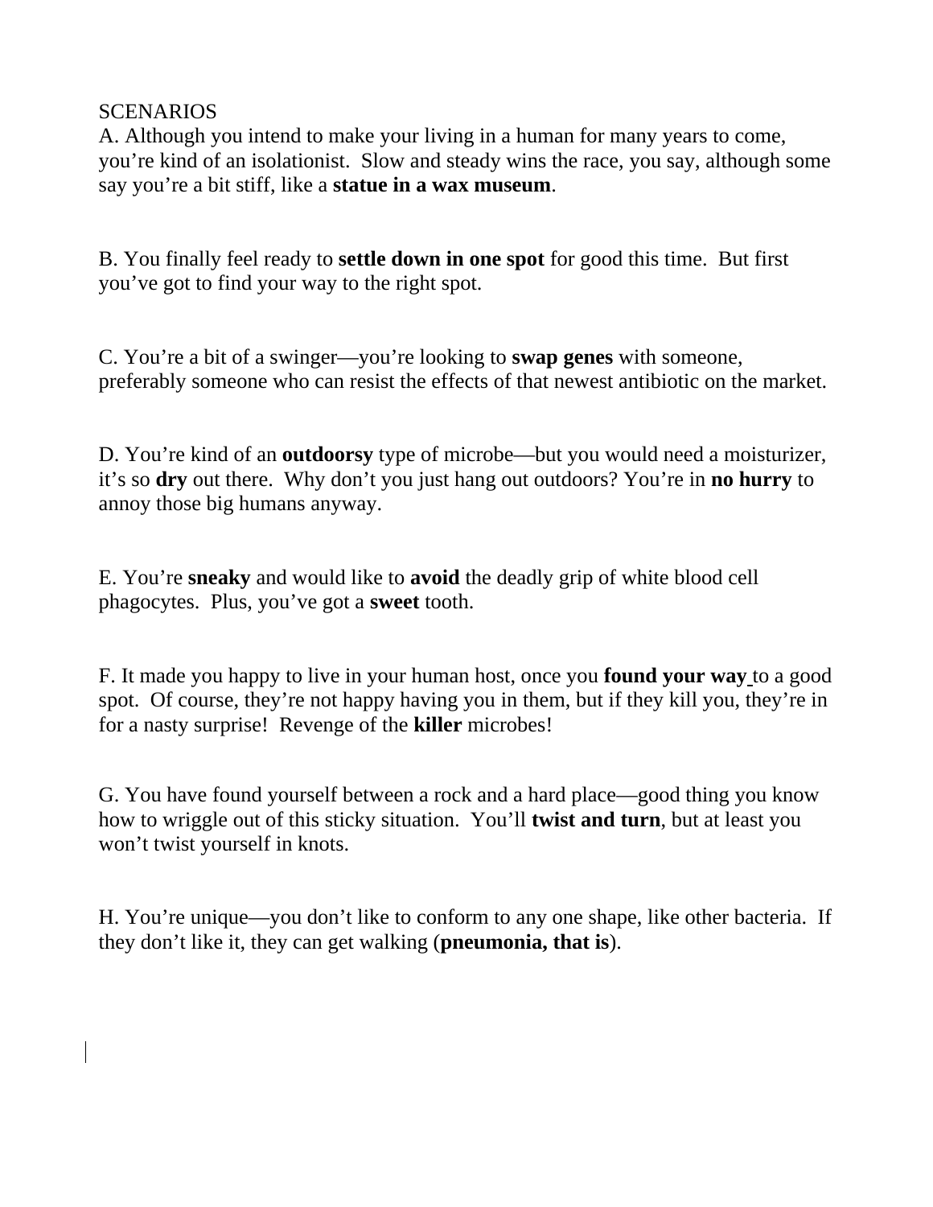SCENARIOS

A. Although you intend to make your living in a human for many years to come, you're kind of an isolationist. Slow and steady wins the race, you say, although some say you're a bit stiff, like a **statue in a wax museum**.

B. You finally feel ready to **settle down in one spot** for good this time. But first you've got to find your way to the right spot.

C. You're a bit of a swinger—you're looking to **swap genes** with someone, preferably someone who can resist the effects of that newest antibiotic on the market.

D. You're kind of an **outdoorsy** type of microbe—but you would need a moisturizer, it's so **dry** out there. Why don't you just hang out outdoors? You're in **no hurry** to annoy those big humans anyway.

E. You're **sneaky** and would like to **avoid** the deadly grip of white blood cell phagocytes. Plus, you've got a **sweet** tooth.

F. It made you happy to live in your human host, once you **found your way** to a good spot. Of course, they're not happy having you in them, but if they kill you, they're in for a nasty surprise! Revenge of the **killer** microbes!

G. You have found yourself between a rock and a hard place—good thing you know how to wriggle out of this sticky situation. You'll **twist and turn**, but at least you won't twist yourself in knots.

H. You're unique—you don't like to conform to any one shape, like other bacteria. If they don't like it, they can get walking (**pneumonia, that is**).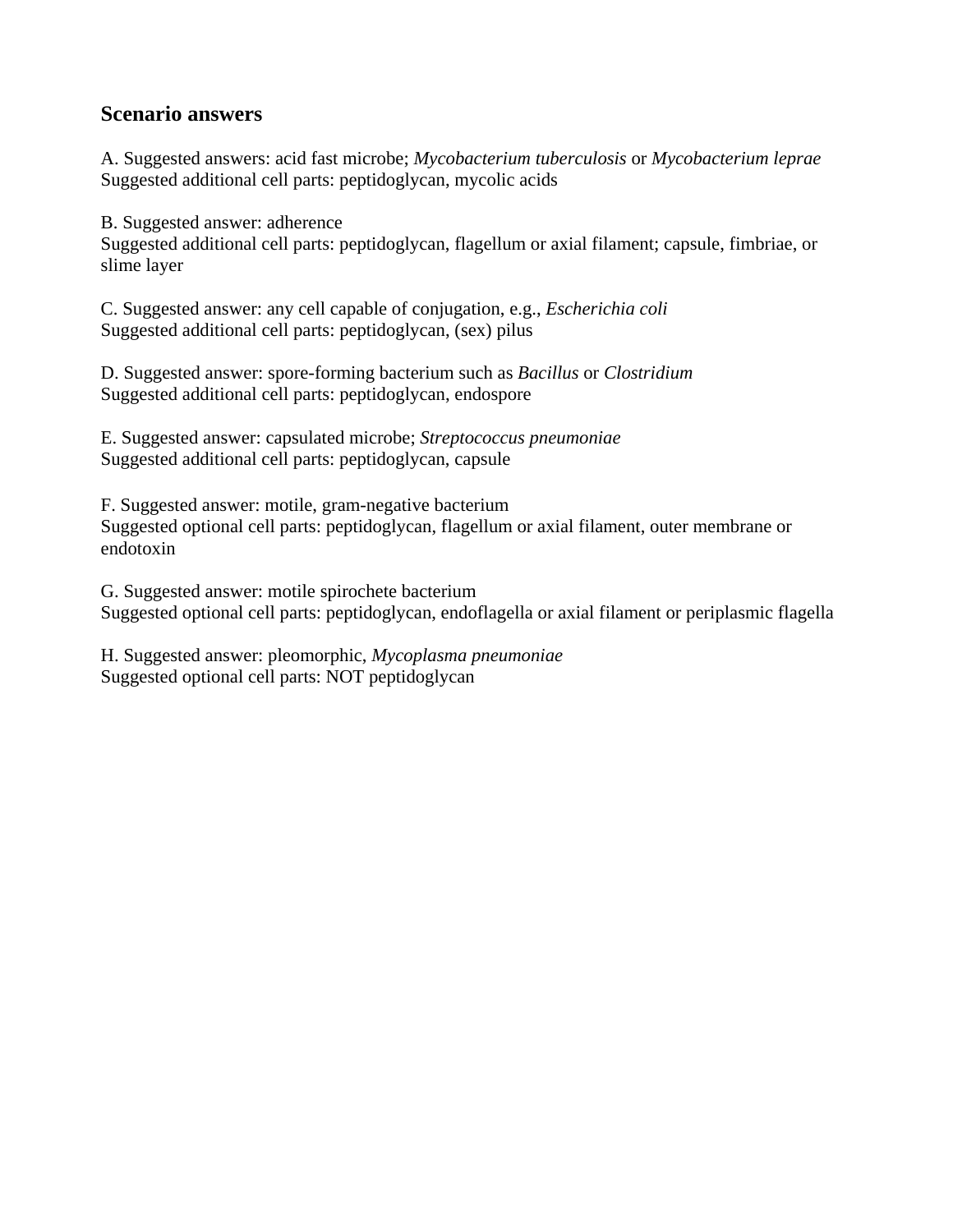### Scenario answers

A. Suggested answers: acid fast microbe; *Mycobacterium tuberculosis* or *Mycobacterium leprae*
Suggested additional cell parts: peptidoglycan, mycolic acids

B. Suggested answer: adherence
Suggested additional cell parts: peptidoglycan, flagellum or axial filament; capsule, fimbriae, or slime layer

C. Suggested answer: any cell capable of conjugation, e.g., *Escherichia coli*
Suggested additional cell parts: peptidoglycan, (sex) pilus

D. Suggested answer: spore-forming bacterium such as *Bacillus* or *Clostridium*
Suggested additional cell parts: peptidoglycan, endospore

E. Suggested answer: capsulated microbe; *Streptococcus pneumoniae*
Suggested additional cell parts: peptidoglycan, capsule

F. Suggested answer: motile, gram-negative bacterium
Suggested optional cell parts: peptidoglycan, flagellum or axial filament, outer membrane or endotoxin

G. Suggested answer: motile spirochete bacterium
Suggested optional cell parts: peptidoglycan, endoflagella or axial filament or periplasmic flagella

H. Suggested answer: pleomorphic, *Mycoplasma pneumoniae*
Suggested optional cell parts: NOT peptidoglycan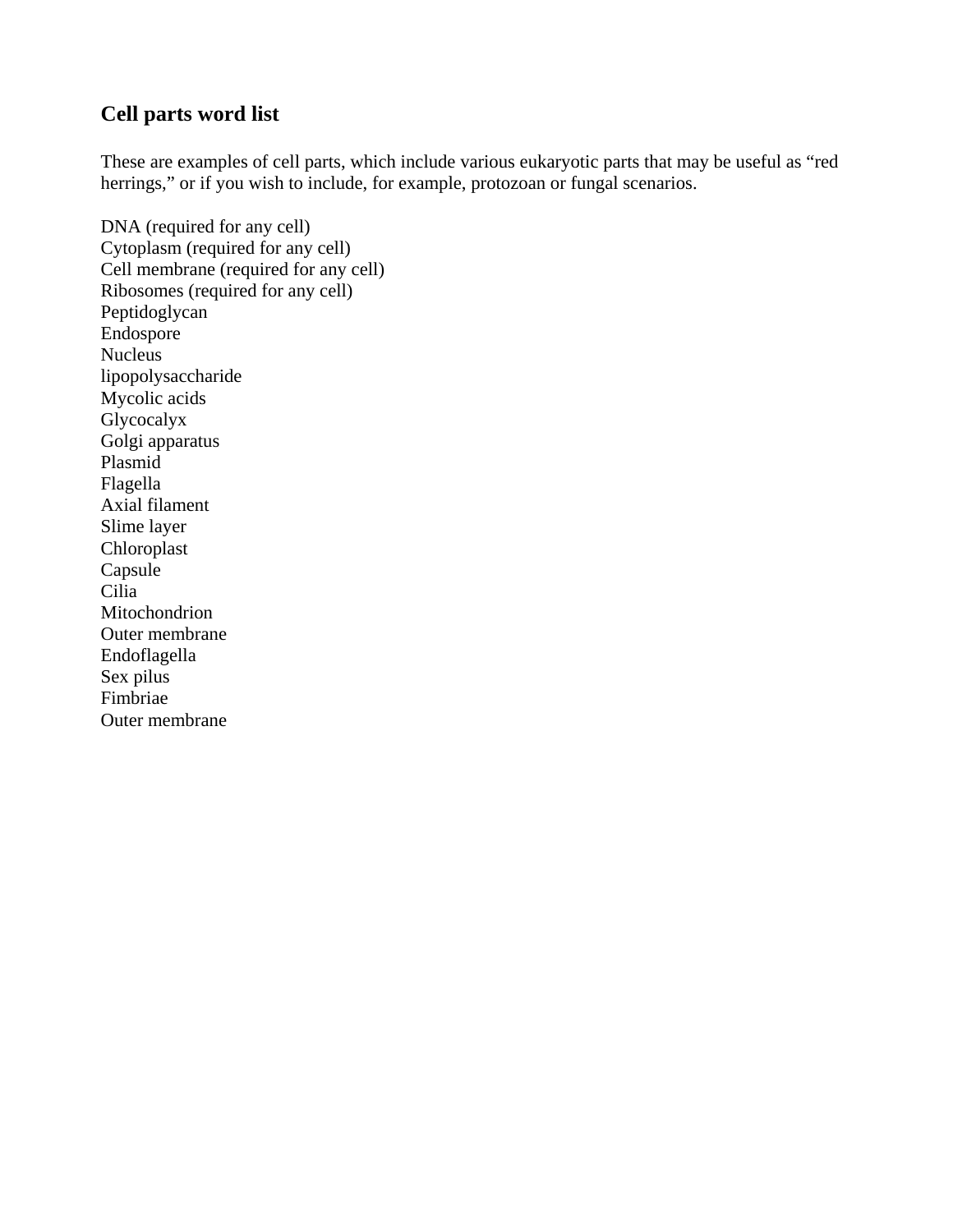## Cell parts word list

These are examples of cell parts, which include various eukaryotic parts that may be useful as "red herrings," or if you wish to include, for example, protozoan or fungal scenarios.

DNA (required for any cell)
Cytoplasm (required for any cell)
Cell membrane (required for any cell)
Ribosomes (required for any cell)
Peptidoglycan
Endospore
Nucleus
lipopolysaccharide
Mycolic acids
Glycocalyx
Golgi apparatus
Plasmid
Flagella
Axial filament
Slime layer
Chloroplast
Capsule
Cilia
Mitochondrion
Outer membrane
Endoflagella
Sex pilus
Fimbriae
Outer membrane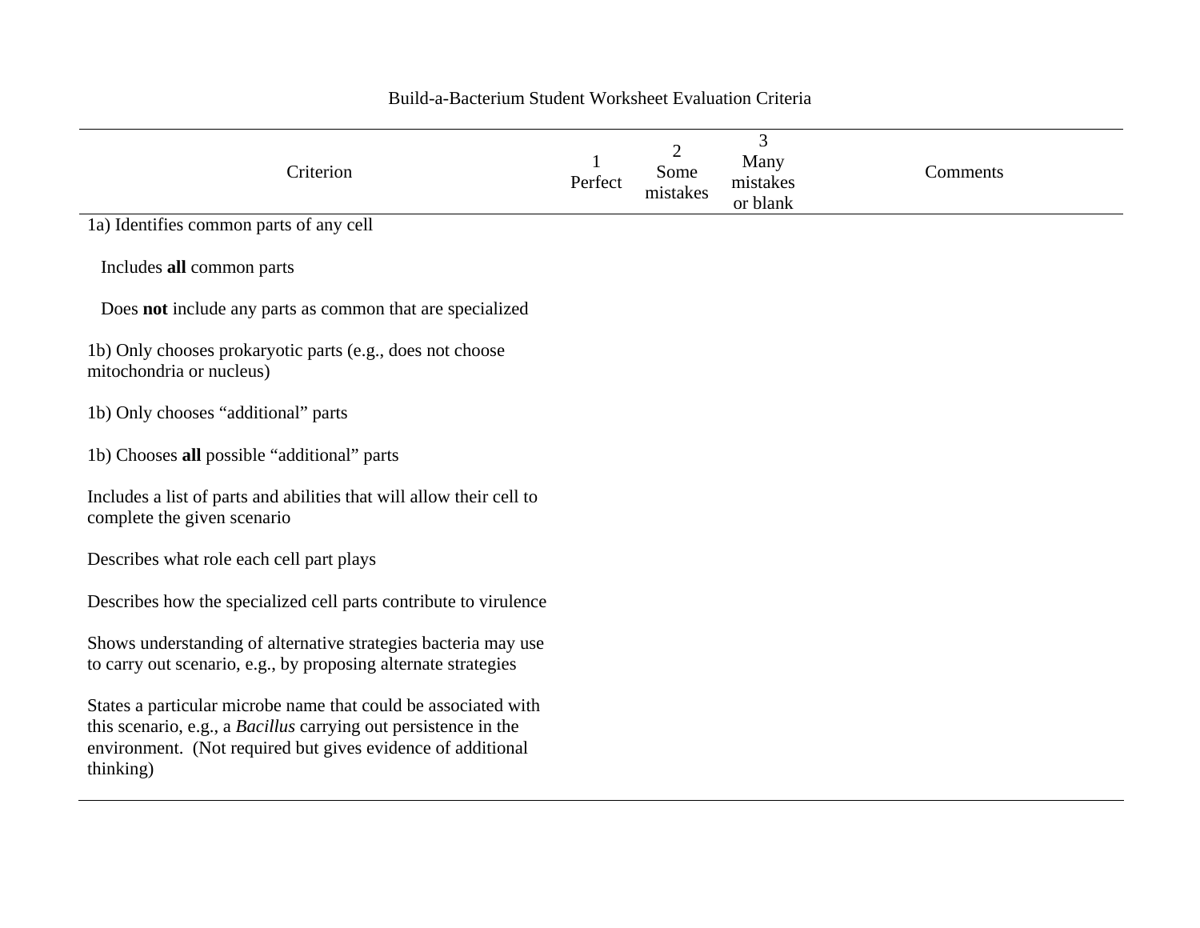Build-a-Bacterium Student Worksheet Evaluation Criteria

| Criterion | 1 Perfect | 2 Some mistakes | 3 Many mistakes or blank | Comments |
|---|---|---|---|---|
| 1a) Identifies common parts of any cell | | | | |
| Includes **all** common parts | | | | |
| Does **not** include any parts as common that are specialized | | | | |
| 1b) Only chooses prokaryotic parts (e.g., does not choose mitochondria or nucleus) | | | | |
| 1b) Only chooses "additional" parts | | | | |
| 1b) Chooses **all** possible "additional" parts | | | | |
| Includes a list of parts and abilities that will allow their cell to complete the given scenario | | | | |
| Describes what role each cell part plays | | | | |
| Describes how the specialized cell parts contribute to virulence | | | | |
| Shows understanding of alternative strategies bacteria may use to carry out scenario, e.g., by proposing alternate strategies | | | | |
| States a particular microbe name that could be associated with this scenario, e.g., a *Bacillus* carrying out persistence in the environment. (Not required but gives evidence of additional thinking) | | | | |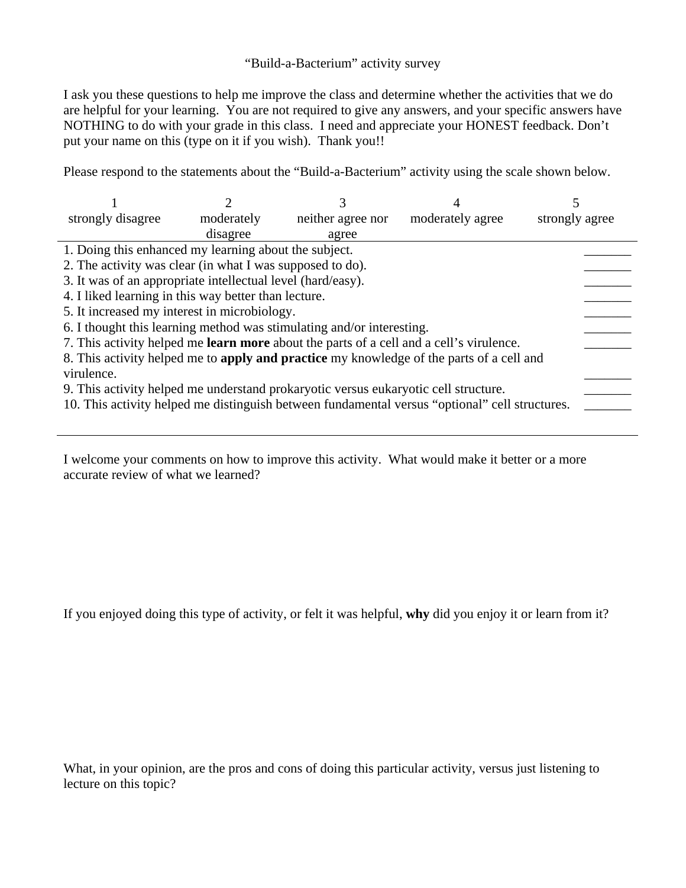# "Build-a-Bacterium" activity survey

I ask you these questions to help me improve the class and determine whether the activities that we do are helpful for your learning. You are not required to give any answers, and your specific answers have NOTHING to do with your grade in this class. I need and appreciate your HONEST feedback. Don't put your name on this (type on it if you wish). Thank you!!

Please respond to the statements about the "Build-a-Bacterium" activity using the scale shown below.

| 1 | 2 | 3 | 4 | 5 |
|---|---|---|---|---|
| strongly disagree | moderately disagree | neither agree nor agree | moderately agree | strongly agree |

1. Doing this enhanced my learning about the subject. _______
2. The activity was clear (in what I was supposed to do). _______
3. It was of an appropriate intellectual level (hard/easy). _______
4. I liked learning in this way better than lecture. _______
5. It increased my interest in microbiology. _______
6. I thought this learning method was stimulating and/or interesting. _______
7. This activity helped me **learn more** about the parts of a cell and a cell's virulence. _______
8. This activity helped me to **apply and practice** my knowledge of the parts of a cell and virulence. _______
9. This activity helped me understand prokaryotic versus eukaryotic cell structure. _______
10. This activity helped me distinguish between fundamental versus "optional" cell structures. _______

---

I welcome your comments on how to improve this activity. What would make it better or a more accurate review of what we learned?

If you enjoyed doing this type of activity, or felt it was helpful, **why** did you enjoy it or learn from it?

What, in your opinion, are the pros and cons of doing this particular activity, versus just listening to lecture on this topic?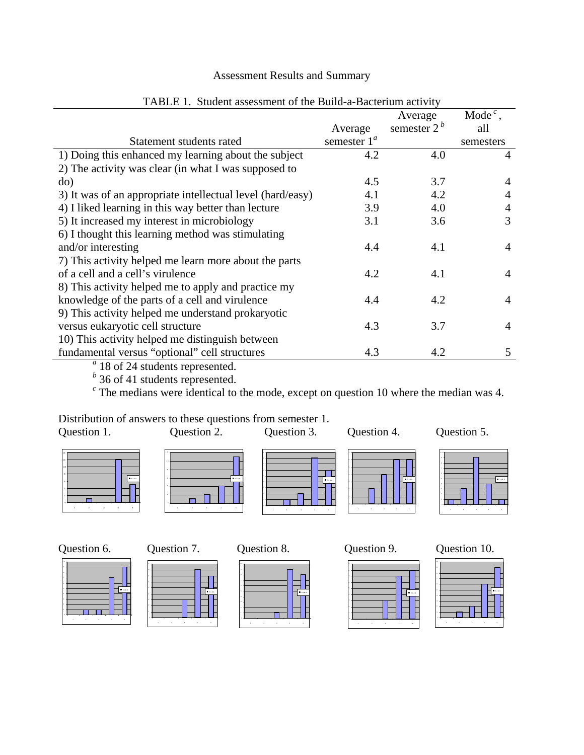Assessment Results and Summary

TABLE 1. Student assessment of the Build-a-Bacterium activity

| Statement students rated | Average semester 1[a] | Average semester 2[b] | Mode[c], all semesters |
|---|---|---|---|
| 1) Doing this enhanced my learning about the subject | 4.2 | 4.0 | 4 |
| 2) The activity was clear (in what I was supposed to do) | 4.5 | 3.7 | 4 |
| 3) It was of an appropriate intellectual level (hard/easy) | 4.1 | 4.2 | 4 |
| 4) I liked learning in this way better than lecture | 3.9 | 4.0 | 4 |
| 5) It increased my interest in microbiology | 3.1 | 3.6 | 3 |
| 6) I thought this learning method was stimulating and/or interesting | 4.4 | 4.1 | 4 |
| 7) This activity helped me learn more about the parts of a cell and a cell's virulence | 4.2 | 4.1 | 4 |
| 8) This activity helped me to apply and practice my knowledge of the parts of a cell and virulence | 4.4 | 4.2 | 4 |
| 9) This activity helped me understand prokaryotic versus eukaryotic cell structure | 4.3 | 3.7 | 4 |
| 10) This activity helped me distinguish between fundamental versus "optional" cell structures | 4.3 | 4.2 | 5 |

[a] 18 of 24 students represented.

[b] 36 of 41 students represented.

[c] The medians were identical to the mode, except on question 10 where the median was 4.

Distribution of answers to these questions from semester 1.

Question 1. Question 2. Question 3. Question 4. Question 5.

Question 6. Question 7. Question 8. Question 9. Question 10.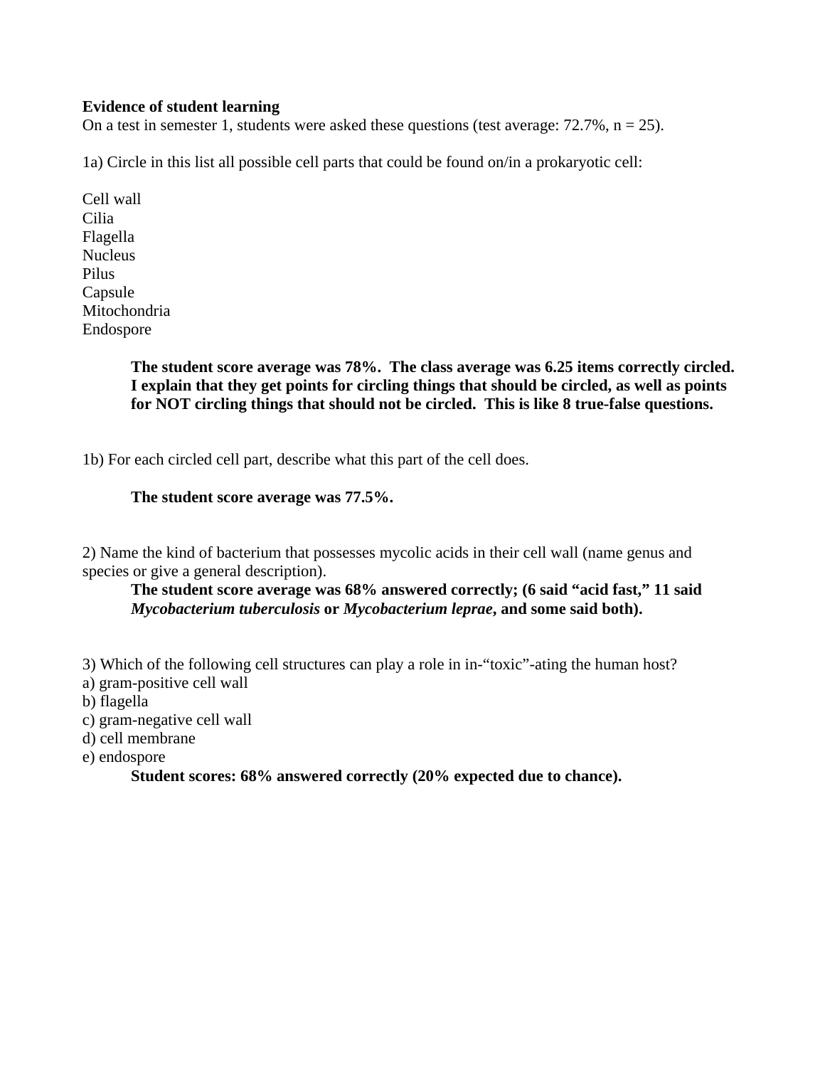**Evidence of student learning**

On a test in semester 1, students were asked these questions (test average: 72.7%, n = 25).

1a) Circle in this list all possible cell parts that could be found on/in a prokaryotic cell:

Cell wall
Cilia
Flagella
Nucleus
Pilus
Capsule
Mitochondria
Endospore

> **The student score average was 78%. The class average was 6.25 items correctly circled. I explain that they get points for circling things that should be circled, as well as points for NOT circling things that should not be circled. This is like 8 true-false questions.**

1b) For each circled cell part, describe what this part of the cell does.

> **The student score average was 77.5%.**

2) Name the kind of bacterium that possesses mycolic acids in their cell wall (name genus and species or give a general description).

> **The student score average was 68% answered correctly; (6 said "acid fast," 11 said *Mycobacterium tuberculosis* or *Mycobacterium leprae*, and some said both).**

3) Which of the following cell structures can play a role in in-"toxic"-ating the human host?
a) gram-positive cell wall
b) flagella
c) gram-negative cell wall
d) cell membrane
e) endospore

> **Student scores: 68% answered correctly (20% expected due to chance).**